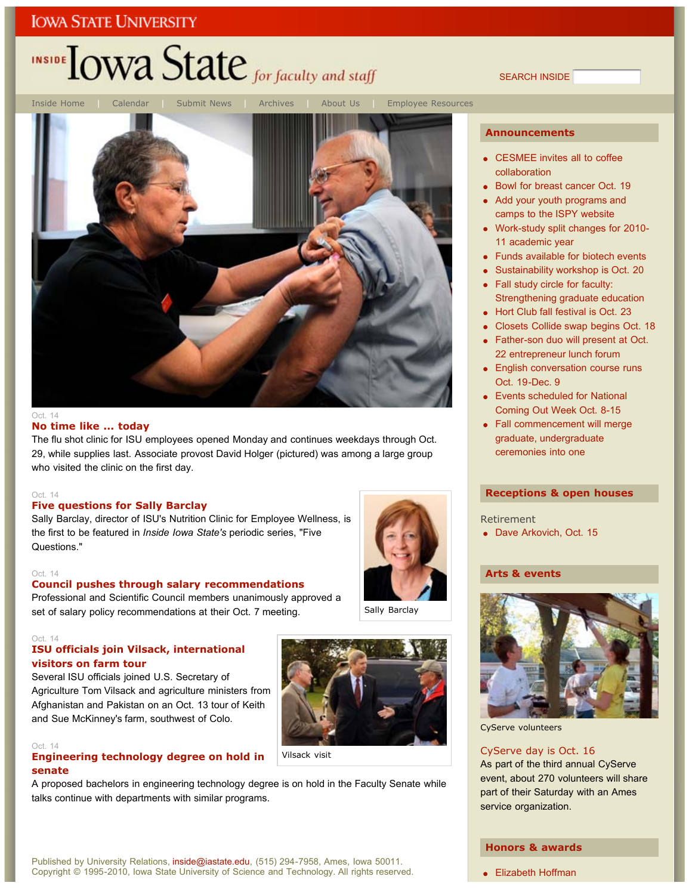IOWA STATE UNIVERSITY

# INSIDE Iowa State *for faculty and staff*

SEARCH INSIDE

Inside Home | Calendar | Submit News | Archives | About Us | Employee Resources

Oct. 14

### No time like ... today

The flu shot clinic for ISU employees opened Monday and continues weekdays through Oct. 29, while supplies last. Associate provost David Holger (pictured) was among a large group who visited the clinic on the first day.

Oct. 14

### Five questions for Sally Barclay

Sally Barclay, director of ISU's Nutrition Clinic for Employee Wellness, is the first to be featured in *Inside Iowa State's* periodic series, "Five Questions."

Sally Barclay

Oct. 14

### Council pushes through salary recommendations

Professional and Scientific Council members unanimously approved a set of salary policy recommendations at their Oct. 7 meeting.

Oct. 14

### ISU officials join Vilsack, international visitors on farm tour

Several ISU officials joined U.S. Secretary of Agriculture Tom Vilsack and agriculture ministers from Afghanistan and Pakistan on an Oct. 13 tour of Keith and Sue McKinney's farm, southwest of Colo.

Vilsack visit

Oct. 14

### Engineering technology degree on hold in senate

A proposed bachelors in engineering technology degree is on hold in the Faculty Senate while talks continue with departments with similar programs.

## Announcements

- CESMEE invites all to coffee collaboration
- Bowl for breast cancer Oct. 19
- Add your youth programs and camps to the ISPY website
- Work-study split changes for 2010-11 academic year
- Funds available for biotech events
- Sustainability workshop is Oct. 20
- Fall study circle for faculty: Strengthening graduate education
- Hort Club fall festival is Oct. 23
- Closets Collide swap begins Oct. 18
- Father-son duo will present at Oct. 22 entrepreneur lunch forum
- English conversation course runs Oct. 19-Dec. 9
- Events scheduled for National Coming Out Week Oct. 8-15
- Fall commencement will merge graduate, undergraduate ceremonies into one

## Receptions & open houses

Retirement

- Dave Arkovich, Oct. 15

## Arts & events

CyServe volunteers

### CyServe day is Oct. 16

As part of the third annual CyServe event, about 270 volunteers will share part of their Saturday with an Ames service organization.

## Honors & awards

- Elizabeth Hoffman

Published by University Relations, inside@iastate.edu, (515) 294-7958, Ames, Iowa 50011.
Copyright © 1995-2010, Iowa State University of Science and Technology. All rights reserved.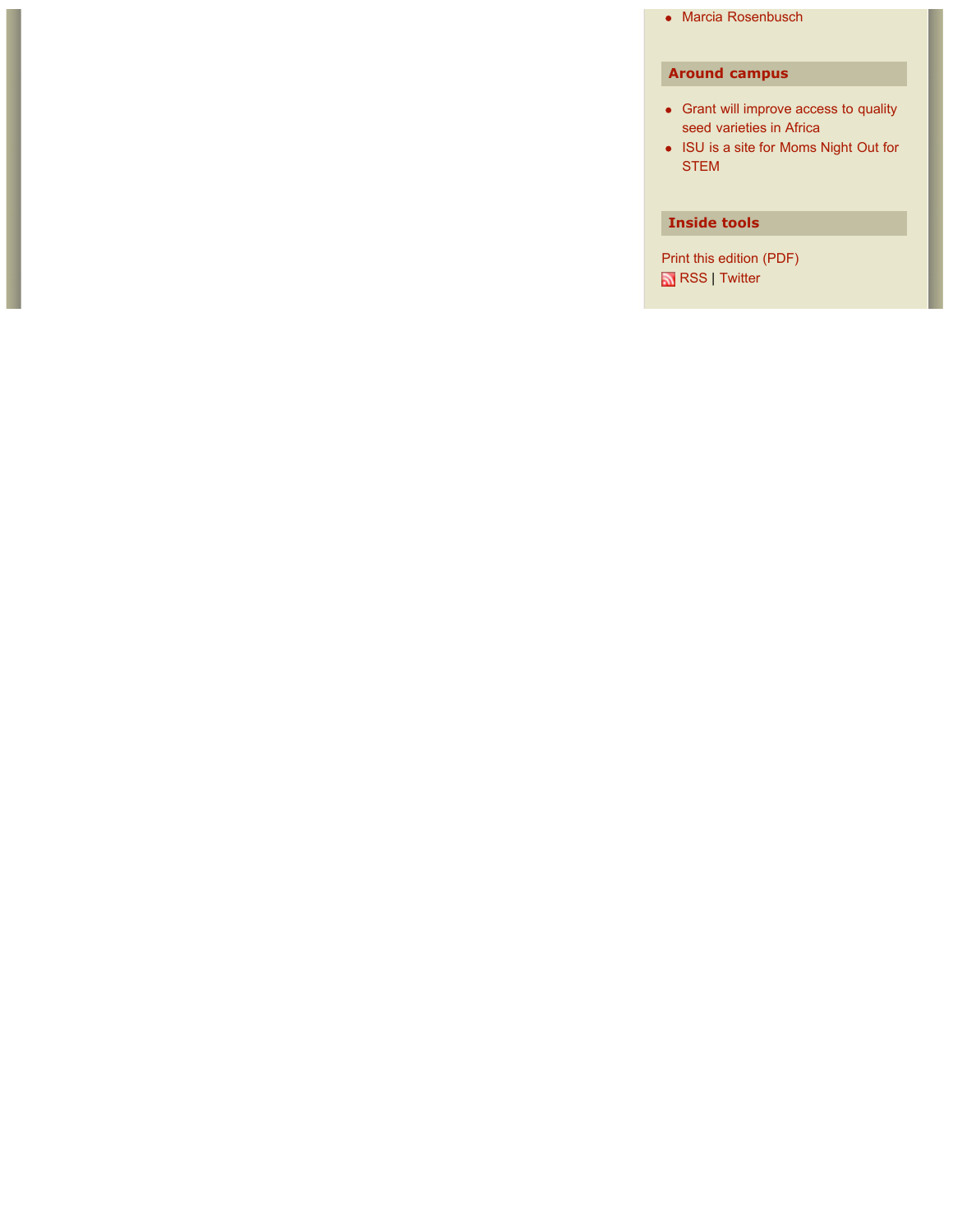- Marcia Rosenbusch

## Around campus

- Grant will improve access to quality seed varieties in Africa
- ISU is a site for Moms Night Out for STEM

## Inside tools

Print this edition (PDF)
RSS | Twitter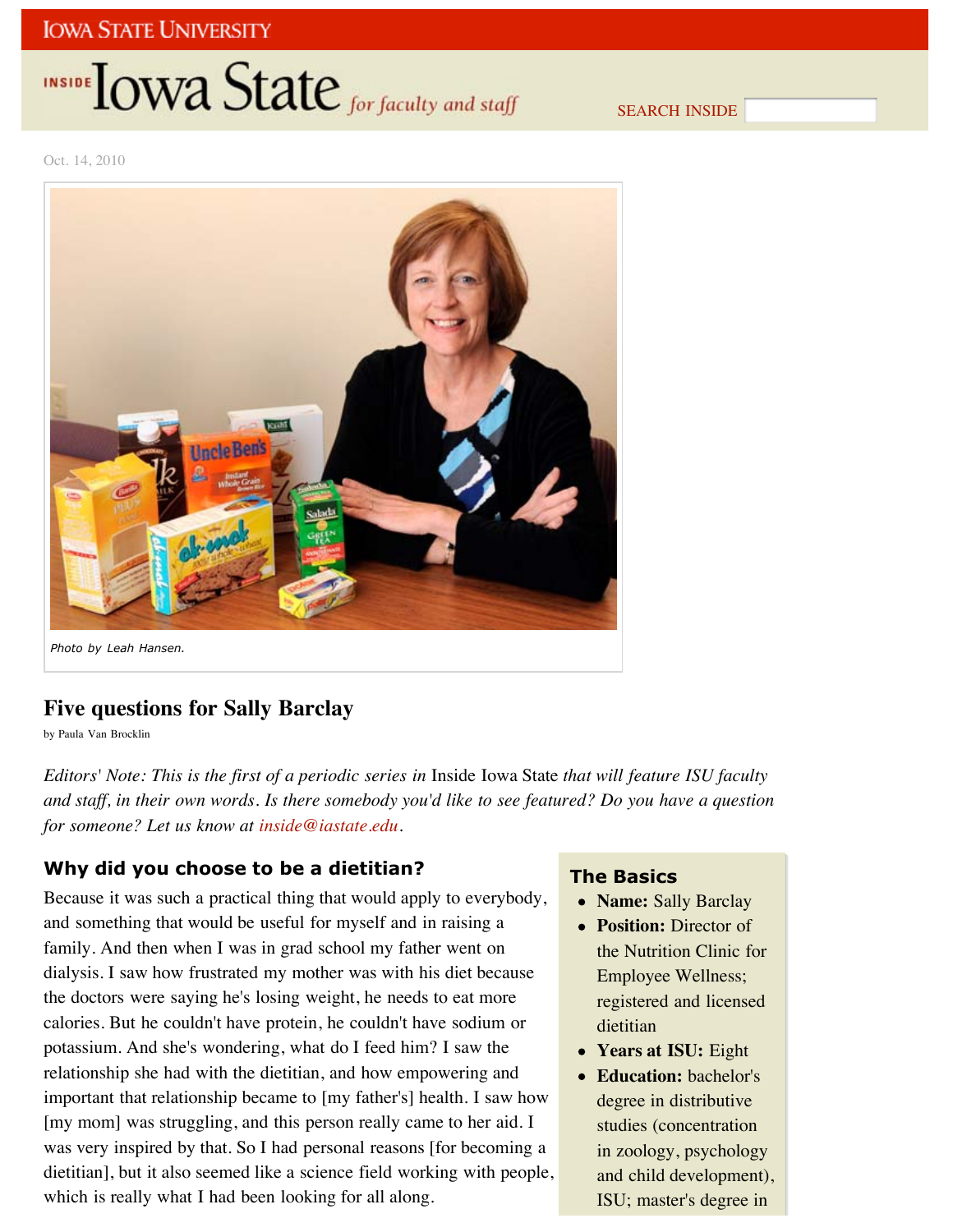IOWA STATE UNIVERSITY

INSIDE Iowa State *for faculty and staff*

SEARCH INSIDE

Oct. 14, 2010

*Photo by Leah Hansen.*

# Five questions for Sally Barclay

by Paula Van Brocklin

*Editors' Note: This is the first of a periodic series in* Inside Iowa State *that will feature ISU faculty and staff, in their own words. Is there somebody you'd like to see featured? Do you have a question for someone? Let us know at inside@iastate.edu.*

## The Basics

- **Name:** Sally Barclay
- **Position:** Director of the Nutrition Clinic for Employee Wellness; registered and licensed dietitian
- **Years at ISU:** Eight
- **Education:** bachelor's degree in distributive studies (concentration in zoology, psychology and child development), ISU; master's degree in

## Why did you choose to be a dietitian?

Because it was such a practical thing that would apply to everybody, and something that would be useful for myself and in raising a family. And then when I was in grad school my father went on dialysis. I saw how frustrated my mother was with his diet because the doctors were saying he's losing weight, he needs to eat more calories. But he couldn't have protein, he couldn't have sodium or potassium. And she's wondering, what do I feed him? I saw the relationship she had with the dietitian, and how empowering and important that relationship became to [my father's] health. I saw how [my mom] was struggling, and this person really came to her aid. I was very inspired by that. So I had personal reasons [for becoming a dietitian], but it also seemed like a science field working with people, which is really what I had been looking for all along.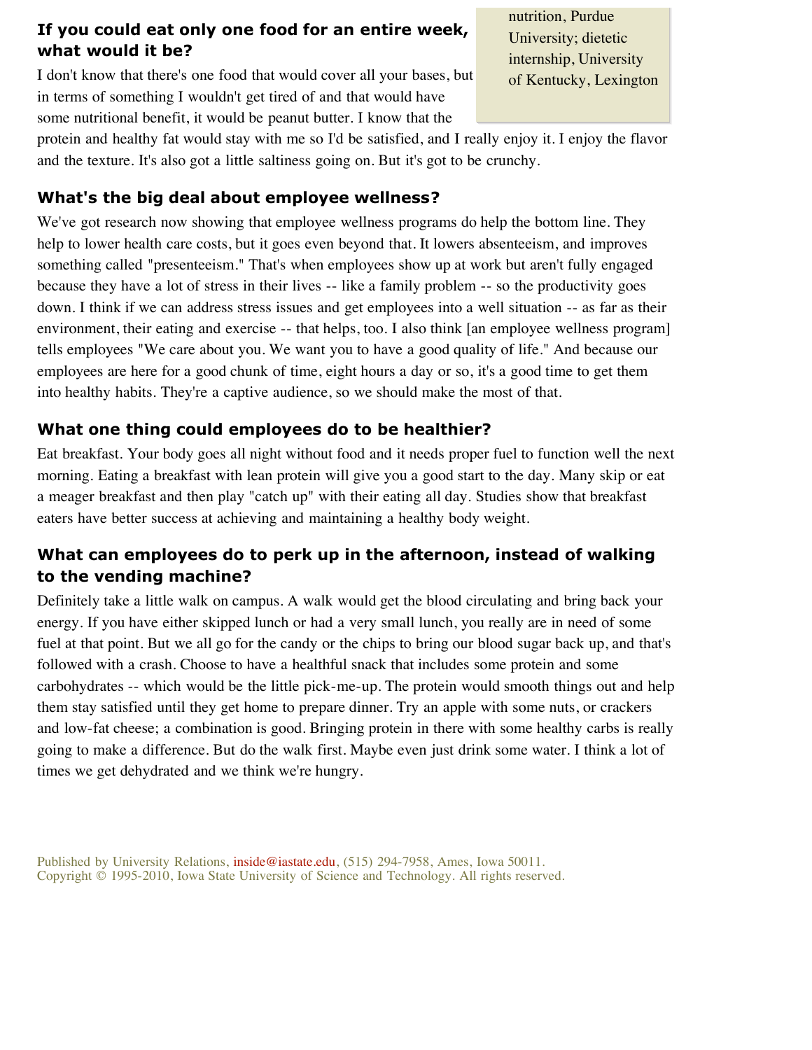nutrition, Purdue University; dietetic internship, University of Kentucky, Lexington

### If you could eat only one food for an entire week, what would it be?

I don't know that there's one food that would cover all your bases, but in terms of something I wouldn't get tired of and that would have some nutritional benefit, it would be peanut butter. I know that the protein and healthy fat would stay with me so I'd be satisfied, and I really enjoy it. I enjoy the flavor and the texture. It's also got a little saltiness going on. But it's got to be crunchy.

### What's the big deal about employee wellness?

We've got research now showing that employee wellness programs do help the bottom line. They help to lower health care costs, but it goes even beyond that. It lowers absenteeism, and improves something called "presenteeism." That's when employees show up at work but aren't fully engaged because they have a lot of stress in their lives -- like a family problem -- so the productivity goes down. I think if we can address stress issues and get employees into a well situation -- as far as their environment, their eating and exercise -- that helps, too. I also think [an employee wellness program] tells employees "We care about you. We want you to have a good quality of life." And because our employees are here for a good chunk of time, eight hours a day or so, it's a good time to get them into healthy habits. They're a captive audience, so we should make the most of that.

### What one thing could employees do to be healthier?

Eat breakfast. Your body goes all night without food and it needs proper fuel to function well the next morning. Eating a breakfast with lean protein will give you a good start to the day. Many skip or eat a meager breakfast and then play "catch up" with their eating all day. Studies show that breakfast eaters have better success at achieving and maintaining a healthy body weight.

### What can employees do to perk up in the afternoon, instead of walking to the vending machine?

Definitely take a little walk on campus. A walk would get the blood circulating and bring back your energy. If you have either skipped lunch or had a very small lunch, you really are in need of some fuel at that point. But we all go for the candy or the chips to bring our blood sugar back up, and that's followed with a crash. Choose to have a healthful snack that includes some protein and some carbohydrates -- which would be the little pick-me-up. The protein would smooth things out and help them stay satisfied until they get home to prepare dinner. Try an apple with some nuts, or crackers and low-fat cheese; a combination is good. Bringing protein in there with some healthy carbs is really going to make a difference. But do the walk first. Maybe even just drink some water. I think a lot of times we get dehydrated and we think we're hungry.

Published by University Relations, inside@iastate.edu, (515) 294-7958, Ames, Iowa 50011.
Copyright © 1995-2010, Iowa State University of Science and Technology. All rights reserved.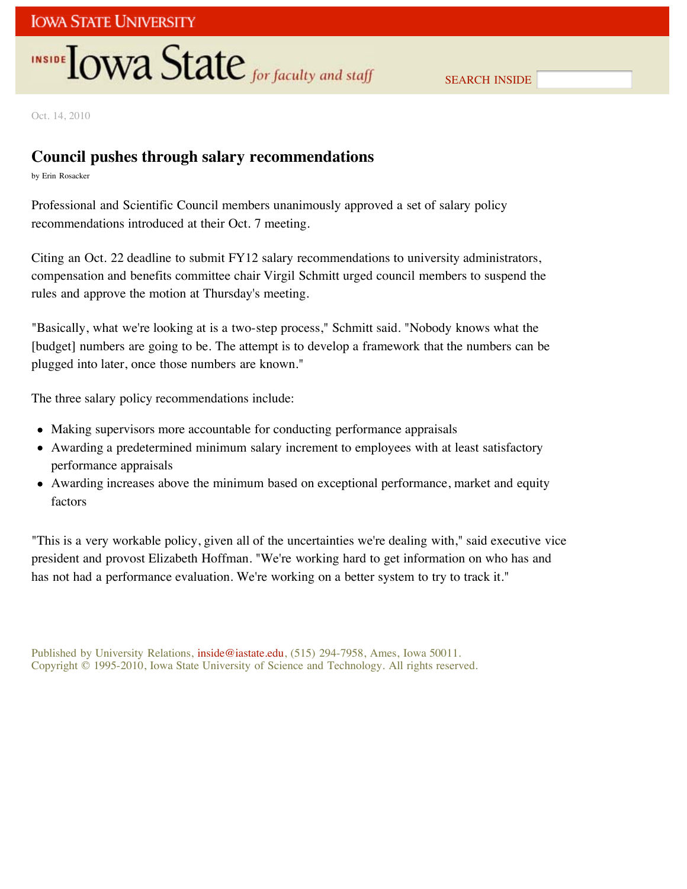Oct. 14, 2010

## Council pushes through salary recommendations

by Erin Rosacker

Professional and Scientific Council members unanimously approved a set of salary policy recommendations introduced at their Oct. 7 meeting.

Citing an Oct. 22 deadline to submit FY12 salary recommendations to university administrators, compensation and benefits committee chair Virgil Schmitt urged council members to suspend the rules and approve the motion at Thursday's meeting.

"Basically, what we're looking at is a two-step process," Schmitt said. "Nobody knows what the [budget] numbers are going to be. The attempt is to develop a framework that the numbers can be plugged into later, once those numbers are known."

The three salary policy recommendations include:

- Making supervisors more accountable for conducting performance appraisals
- Awarding a predetermined minimum salary increment to employees with at least satisfactory performance appraisals
- Awarding increases above the minimum based on exceptional performance, market and equity factors

"This is a very workable policy, given all of the uncertainties we're dealing with," said executive vice president and provost Elizabeth Hoffman. "We're working hard to get information on who has and has not had a performance evaluation. We're working on a better system to try to track it."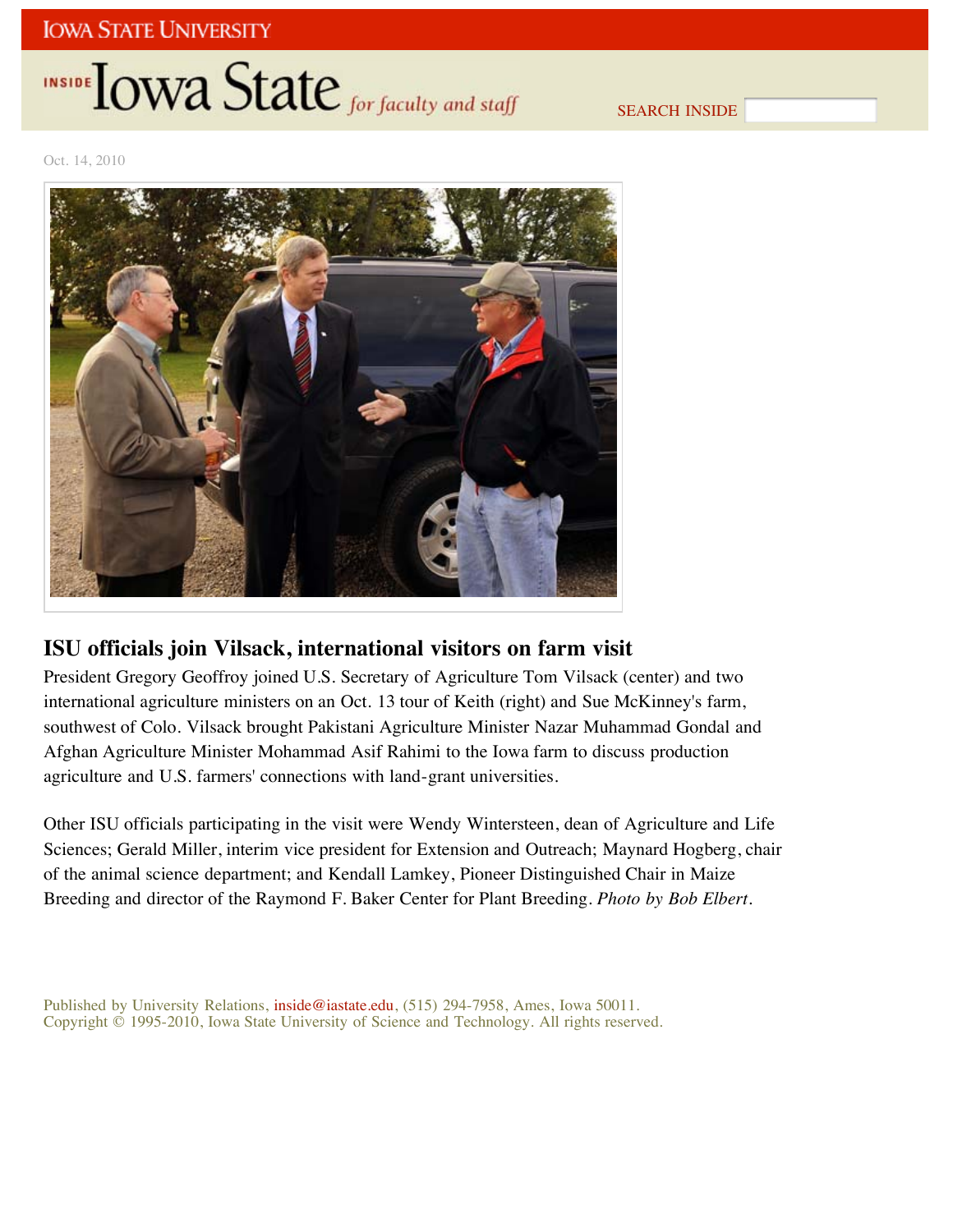Oct. 14, 2010

## ISU officials join Vilsack, international visitors on farm visit

President Gregory Geoffroy joined U.S. Secretary of Agriculture Tom Vilsack (center) and two international agriculture ministers on an Oct. 13 tour of Keith (right) and Sue McKinney's farm, southwest of Colo. Vilsack brought Pakistani Agriculture Minister Nazar Muhammad Gondal and Afghan Agriculture Minister Mohammad Asif Rahimi to the Iowa farm to discuss production agriculture and U.S. farmers' connections with land-grant universities.

Other ISU officials participating in the visit were Wendy Wintersteen, dean of Agriculture and Life Sciences; Gerald Miller, interim vice president for Extension and Outreach; Maynard Hogberg, chair of the animal science department; and Kendall Lamkey, Pioneer Distinguished Chair in Maize Breeding and director of the Raymond F. Baker Center for Plant Breeding. *Photo by Bob Elbert*.

Published by University Relations, inside@iastate.edu, (515) 294-7958, Ames, Iowa 50011.
Copyright © 1995-2010, Iowa State University of Science and Technology. All rights reserved.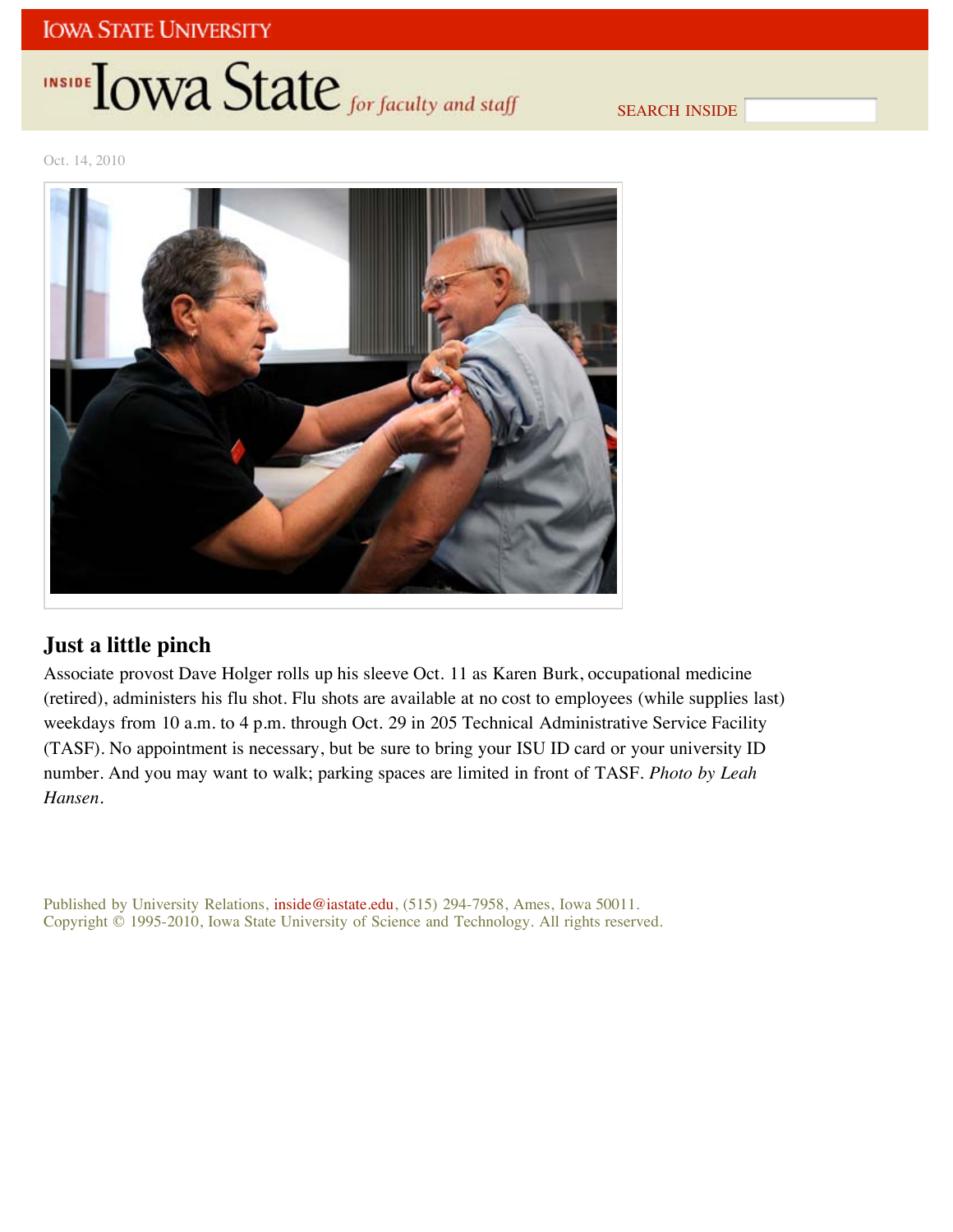Oct. 14, 2010

## Just a little pinch

Associate provost Dave Holger rolls up his sleeve Oct. 11 as Karen Burk, occupational medicine (retired), administers his flu shot. Flu shots are available at no cost to employees (while supplies last) weekdays from 10 a.m. to 4 p.m. through Oct. 29 in 205 Technical Administrative Service Facility (TASF). No appointment is necessary, but be sure to bring your ISU ID card or your university ID number. And you may want to walk; parking spaces are limited in front of TASF. *Photo by Leah Hansen*.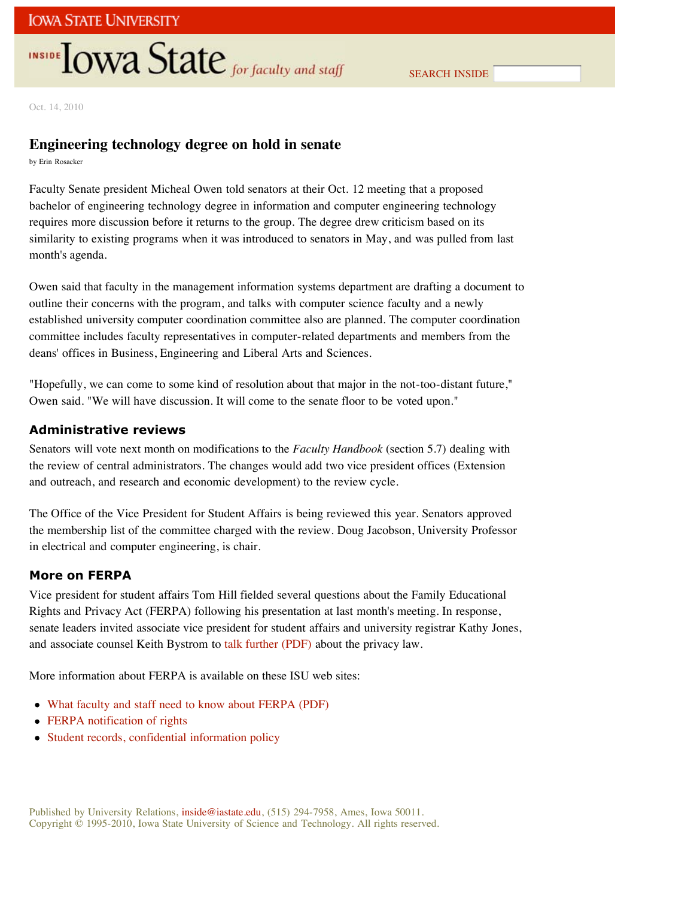Oct. 14, 2010

# Engineering technology degree on hold in senate

by Erin Rosacker

Faculty Senate president Micheal Owen told senators at their Oct. 12 meeting that a proposed bachelor of engineering technology degree in information and computer engineering technology requires more discussion before it returns to the group. The degree drew criticism based on its similarity to existing programs when it was introduced to senators in May, and was pulled from last month's agenda.

Owen said that faculty in the management information systems department are drafting a document to outline their concerns with the program, and talks with computer science faculty and a newly established university computer coordination committee also are planned. The computer coordination committee includes faculty representatives in computer-related departments and members from the deans' offices in Business, Engineering and Liberal Arts and Sciences.

"Hopefully, we can come to some kind of resolution about that major in the not-too-distant future," Owen said. "We will have discussion. It will come to the senate floor to be voted upon."

## Administrative reviews

Senators will vote next month on modifications to the *Faculty Handbook* (section 5.7) dealing with the review of central administrators. The changes would add two vice president offices (Extension and outreach, and research and economic development) to the review cycle.

The Office of the Vice President for Student Affairs is being reviewed this year. Senators approved the membership list of the committee charged with the review. Doug Jacobson, University Professor in electrical and computer engineering, is chair.

## More on FERPA

Vice president for student affairs Tom Hill fielded several questions about the Family Educational Rights and Privacy Act (FERPA) following his presentation at last month's meeting. In response, senate leaders invited associate vice president for student affairs and university registrar Kathy Jones, and associate counsel Keith Bystrom to talk further (PDF) about the privacy law.

More information about FERPA is available on these ISU web sites:

- What faculty and staff need to know about FERPA (PDF)
- FERPA notification of rights
- Student records, confidential information policy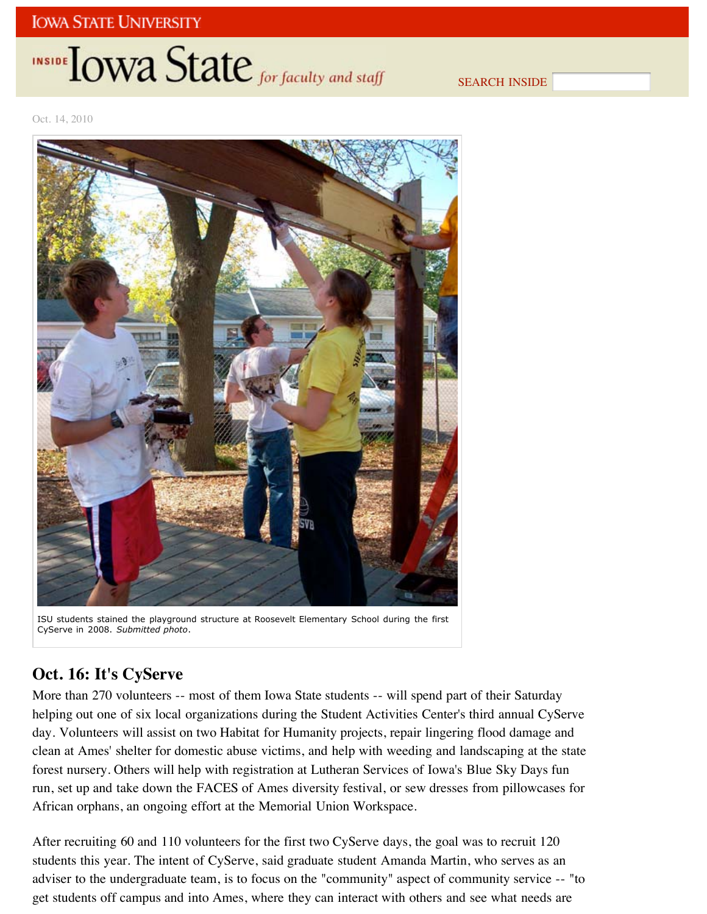Oct. 14, 2010

ISU students stained the playground structure at Roosevelt Elementary School during the first CyServe in 2008. *Submitted photo*.

## Oct. 16: It's CyServe

More than 270 volunteers -- most of them Iowa State students -- will spend part of their Saturday helping out one of six local organizations during the Student Activities Center's third annual CyServe day. Volunteers will assist on two Habitat for Humanity projects, repair lingering flood damage and clean at Ames' shelter for domestic abuse victims, and help with weeding and landscaping at the state forest nursery. Others will help with registration at Lutheran Services of Iowa's Blue Sky Days fun run, set up and take down the FACES of Ames diversity festival, or sew dresses from pillowcases for African orphans, an ongoing effort at the Memorial Union Workspace.

After recruiting 60 and 110 volunteers for the first two CyServe days, the goal was to recruit 120 students this year. The intent of CyServe, said graduate student Amanda Martin, who serves as an adviser to the undergraduate team, is to focus on the "community" aspect of community service -- "to get students off campus and into Ames, where they can interact with others and see what needs are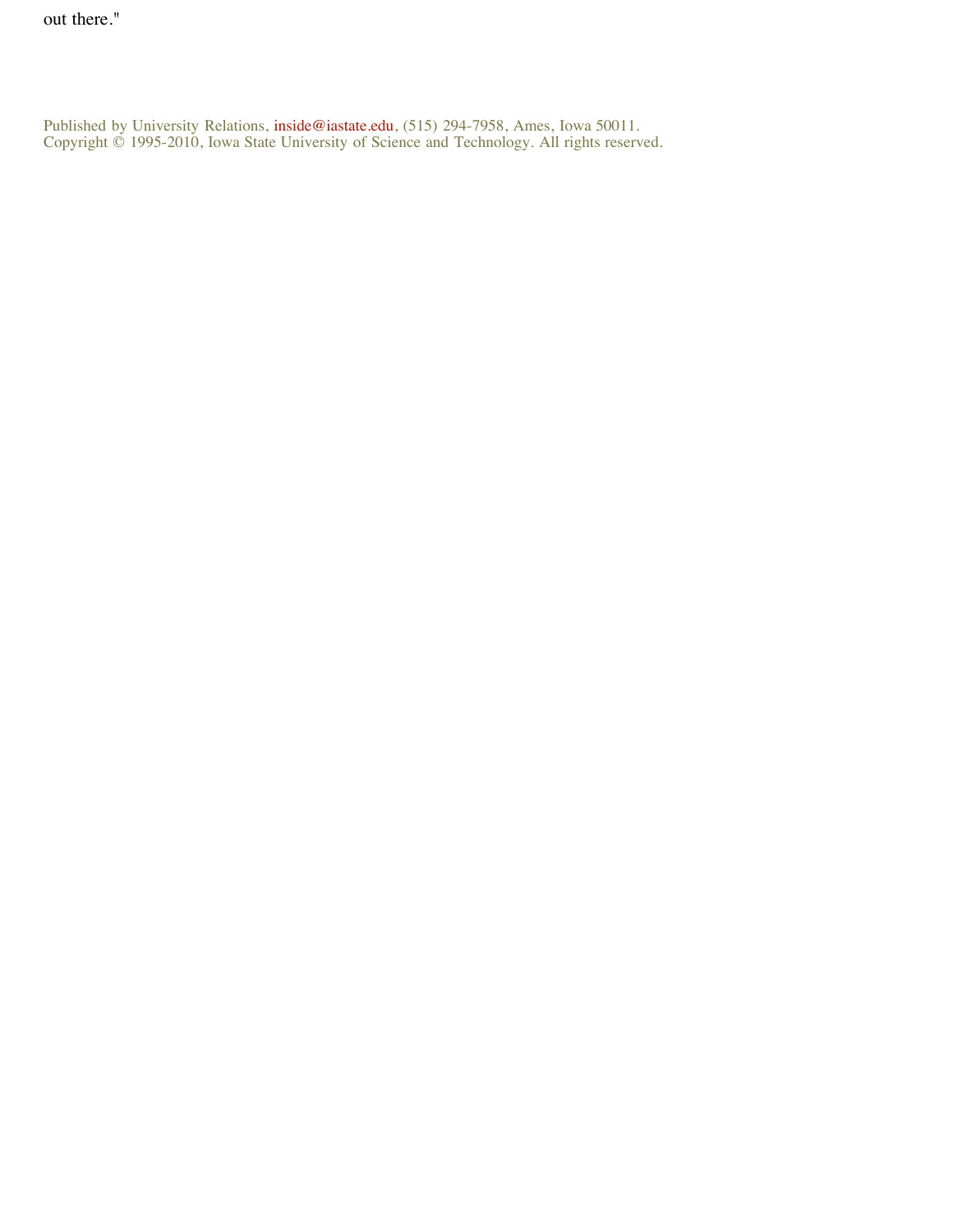out there."

Published by University Relations, inside@iastate.edu, (515) 294-7958, Ames, Iowa 50011.
Copyright © 1995-2010, Iowa State University of Science and Technology. All rights reserved.